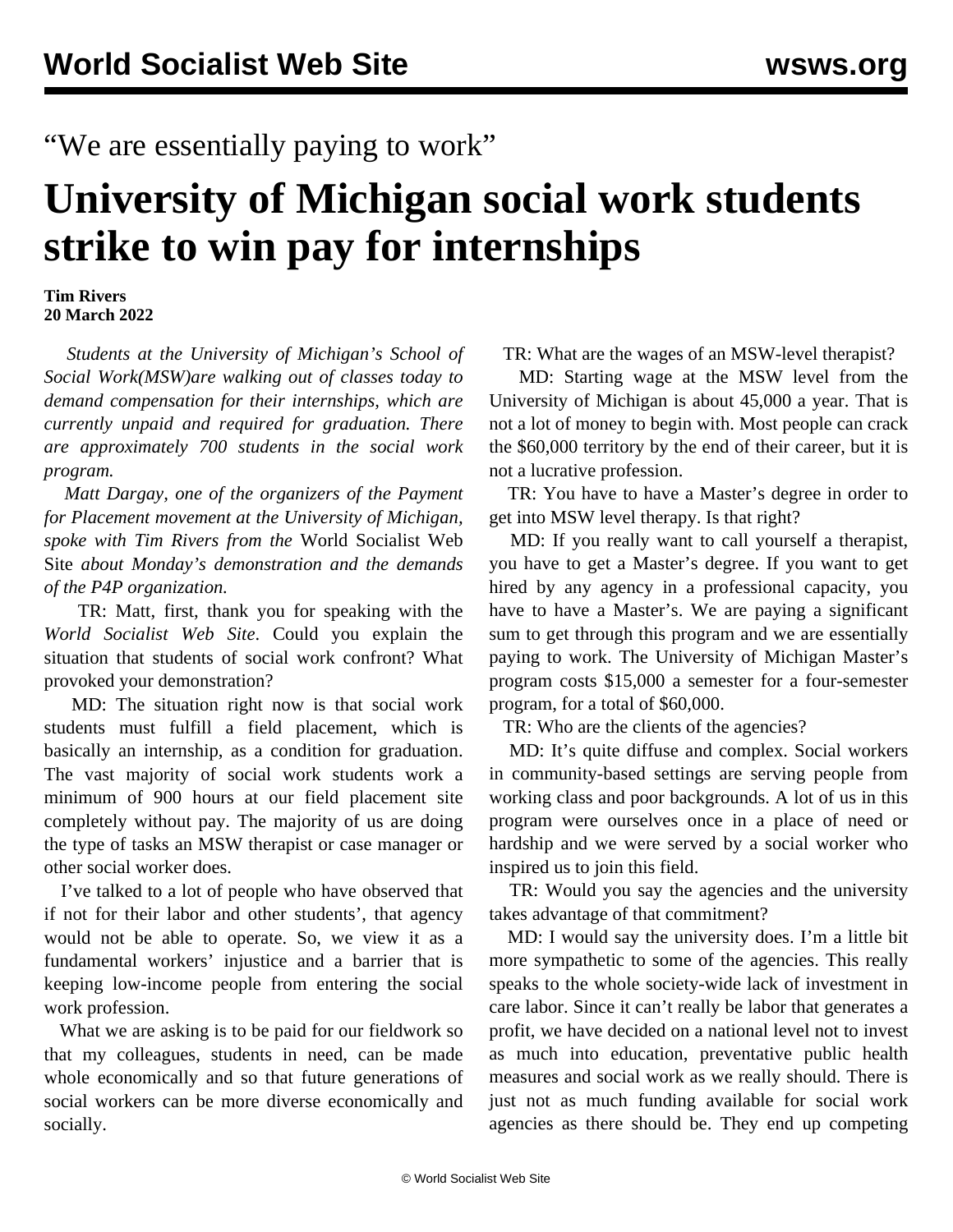“We are essentially paying to work”

# University of Michigan social work students strike to win pay for internships

**Tim Rivers**
**20 March 2022**

*Students at the University of Michigan’s School of Social Work(MSW)are walking out of classes today to demand compensation for their internships, which are currently unpaid and required for graduation. There are approximately 700 students in the social work program.*

*Matt Dargay, one of the organizers of the Payment for Placement movement at the University of Michigan, spoke with Tim Rivers from the* World Socialist Web Site *about Monday’s demonstration and the demands of the P4P organization.*

TR: Matt, first, thank you for speaking with the *World Socialist Web Site*. Could you explain the situation that students of social work confront? What provoked your demonstration?

MD: The situation right now is that social work students must fulfill a field placement, which is basically an internship, as a condition for graduation. The vast majority of social work students work a minimum of 900 hours at our field placement site completely without pay. The majority of us are doing the type of tasks an MSW therapist or case manager or other social worker does.

I’ve talked to a lot of people who have observed that if not for their labor and other students’, that agency would not be able to operate. So, we view it as a fundamental workers’ injustice and a barrier that is keeping low-income people from entering the social work profession.

What we are asking is to be paid for our fieldwork so that my colleagues, students in need, can be made whole economically and so that future generations of social workers can be more diverse economically and socially.

TR: What are the wages of an MSW-level therapist?

MD: Starting wage at the MSW level from the University of Michigan is about 45,000 a year. That is not a lot of money to begin with. Most people can crack the $60,000 territory by the end of their career, but it is not a lucrative profession.

TR: You have to have a Master’s degree in order to get into MSW level therapy. Is that right?

MD: If you really want to call yourself a therapist, you have to get a Master’s degree. If you want to get hired by any agency in a professional capacity, you have to have a Master’s. We are paying a significant sum to get through this program and we are essentially paying to work. The University of Michigan Master’s program costs $15,000 a semester for a four-semester program, for a total of $60,000.

TR: Who are the clients of the agencies?

MD: It’s quite diffuse and complex. Social workers in community-based settings are serving people from working class and poor backgrounds. A lot of us in this program were ourselves once in a place of need or hardship and we were served by a social worker who inspired us to join this field.

TR: Would you say the agencies and the university takes advantage of that commitment?

MD: I would say the university does. I’m a little bit more sympathetic to some of the agencies. This really speaks to the whole society-wide lack of investment in care labor. Since it can’t really be labor that generates a profit, we have decided on a national level not to invest as much into education, preventative public health measures and social work as we really should. There is just not as much funding available for social work agencies as there should be. They end up competing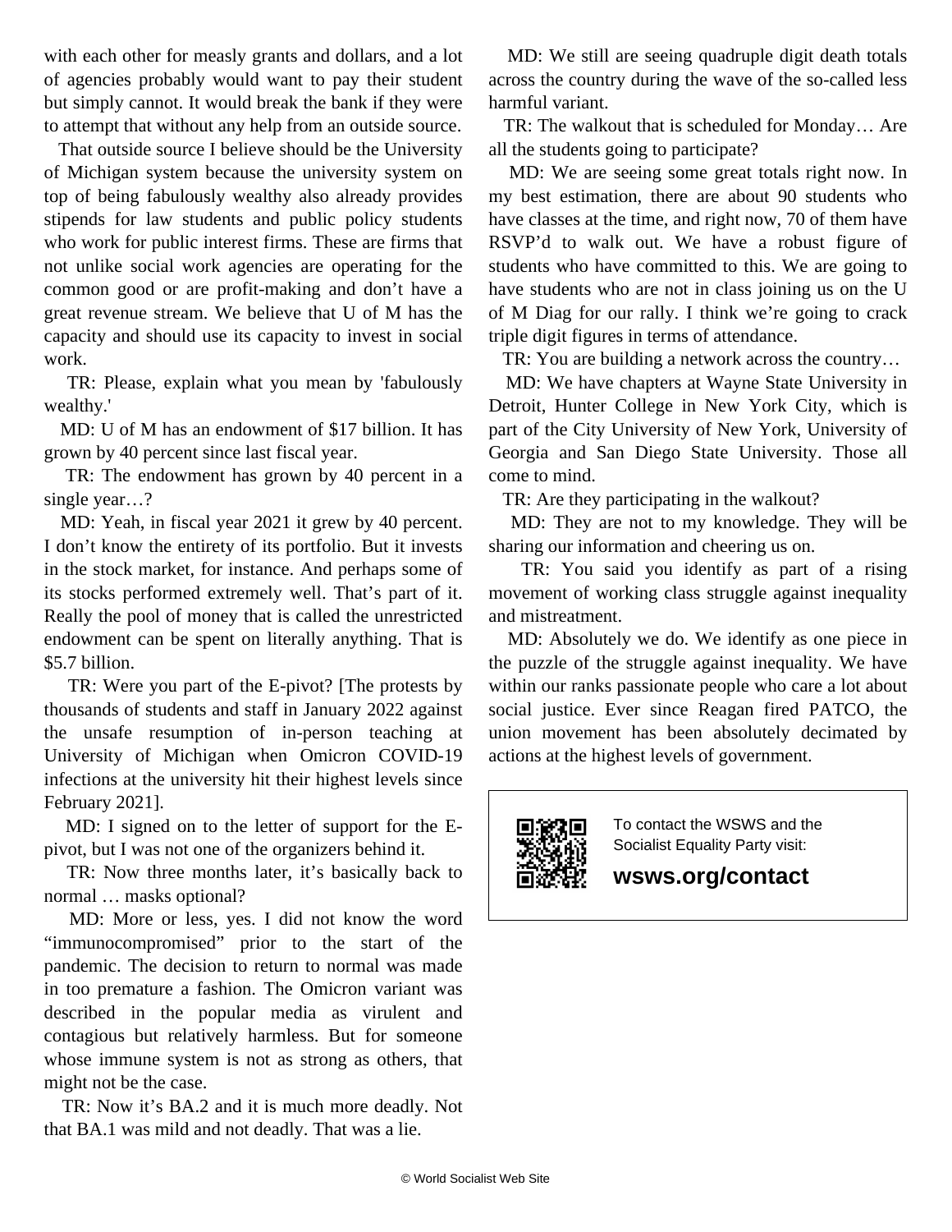with each other for measly grants and dollars, and a lot of agencies probably would want to pay their student but simply cannot. It would break the bank if they were to attempt that without any help from an outside source.

That outside source I believe should be the University of Michigan system because the university system on top of being fabulously wealthy also already provides stipends for law students and public policy students who work for public interest firms. These are firms that not unlike social work agencies are operating for the common good or are profit-making and don't have a great revenue stream. We believe that U of M has the capacity and should use its capacity to invest in social work.

TR: Please, explain what you mean by 'fabulously wealthy.'

MD: U of M has an endowment of $17 billion. It has grown by 40 percent since last fiscal year.

TR: The endowment has grown by 40 percent in a single year…?

MD: Yeah, in fiscal year 2021 it grew by 40 percent. I don't know the entirety of its portfolio. But it invests in the stock market, for instance. And perhaps some of its stocks performed extremely well. That's part of it. Really the pool of money that is called the unrestricted endowment can be spent on literally anything. That is $5.7 billion.

TR: Were you part of the E-pivot? [The protests by thousands of students and staff in January 2022 against the unsafe resumption of in-person teaching at University of Michigan when Omicron COVID-19 infections at the university hit their highest levels since February 2021].

MD: I signed on to the letter of support for the E-pivot, but I was not one of the organizers behind it.

TR: Now three months later, it's basically back to normal … masks optional?

MD: More or less, yes. I did not know the word "immunocompromised" prior to the start of the pandemic. The decision to return to normal was made in too premature a fashion. The Omicron variant was described in the popular media as virulent and contagious but relatively harmless. But for someone whose immune system is not as strong as others, that might not be the case.

TR: Now it's BA.2 and it is much more deadly. Not that BA.1 was mild and not deadly. That was a lie.

MD: We still are seeing quadruple digit death totals across the country during the wave of the so-called less harmful variant.

TR: The walkout that is scheduled for Monday… Are all the students going to participate?

MD: We are seeing some great totals right now. In my best estimation, there are about 90 students who have classes at the time, and right now, 70 of them have RSVP'd to walk out. We have a robust figure of students who have committed to this. We are going to have students who are not in class joining us on the U of M Diag for our rally. I think we're going to crack triple digit figures in terms of attendance.

TR: You are building a network across the country…

MD: We have chapters at Wayne State University in Detroit, Hunter College in New York City, which is part of the City University of New York, University of Georgia and San Diego State University. Those all come to mind.

TR: Are they participating in the walkout?

MD: They are not to my knowledge. They will be sharing our information and cheering us on.

TR: You said you identify as part of a rising movement of working class struggle against inequality and mistreatment.

MD: Absolutely we do. We identify as one piece in the puzzle of the struggle against inequality. We have within our ranks passionate people who care a lot about social justice. Ever since Reagan fired PATCO, the union movement has been absolutely decimated by actions at the highest levels of government.

To contact the WSWS and the Socialist Equality Party visit:

**wsws.org/contact**